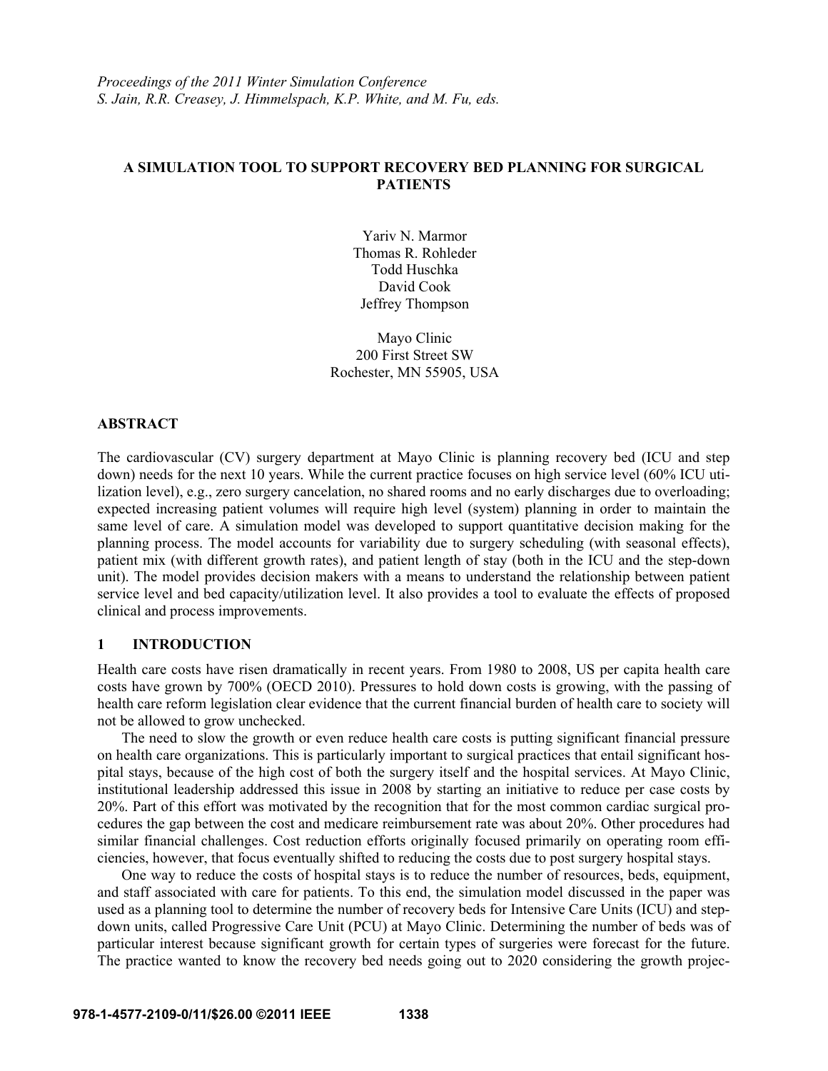*Proceedings of the 2011 Winter Simulation Conference*
*S. Jain, R.R. Creasey, J. Himmelspach, K.P. White, and M. Fu, eds.*

# A SIMULATION TOOL TO SUPPORT RECOVERY BED PLANNING FOR SURGICAL PATIENTS

Yariv N. Marmor
Thomas R. Rohleder
Todd Huschka
David Cook
Jeffrey Thompson

Mayo Clinic
200 First Street SW
Rochester, MN 55905, USA

## ABSTRACT

The cardiovascular (CV) surgery department at Mayo Clinic is planning recovery bed (ICU and step down) needs for the next 10 years. While the current practice focuses on high service level (60% ICU utilization level), e.g., zero surgery cancelation, no shared rooms and no early discharges due to overloading; expected increasing patient volumes will require high level (system) planning in order to maintain the same level of care. A simulation model was developed to support quantitative decision making for the planning process. The model accounts for variability due to surgery scheduling (with seasonal effects), patient mix (with different growth rates), and patient length of stay (both in the ICU and the step-down unit). The model provides decision makers with a means to understand the relationship between patient service level and bed capacity/utilization level. It also provides a tool to evaluate the effects of proposed clinical and process improvements.

## 1 INTRODUCTION

Health care costs have risen dramatically in recent years. From 1980 to 2008, US per capita health care costs have grown by 700% (OECD 2010). Pressures to hold down costs is growing, with the passing of health care reform legislation clear evidence that the current financial burden of health care to society will not be allowed to grow unchecked.

The need to slow the growth or even reduce health care costs is putting significant financial pressure on health care organizations. This is particularly important to surgical practices that entail significant hospital stays, because of the high cost of both the surgery itself and the hospital services. At Mayo Clinic, institutional leadership addressed this issue in 2008 by starting an initiative to reduce per case costs by 20%. Part of this effort was motivated by the recognition that for the most common cardiac surgical procedures the gap between the cost and medicare reimbursement rate was about 20%. Other procedures had similar financial challenges. Cost reduction efforts originally focused primarily on operating room efficiencies, however, that focus eventually shifted to reducing the costs due to post surgery hospital stays.

One way to reduce the costs of hospital stays is to reduce the number of resources, beds, equipment, and staff associated with care for patients. To this end, the simulation model discussed in the paper was used as a planning tool to determine the number of recovery beds for Intensive Care Units (ICU) and step-down units, called Progressive Care Unit (PCU) at Mayo Clinic. Determining the number of beds was of particular interest because significant growth for certain types of surgeries were forecast for the future. The practice wanted to know the recovery bed needs going out to 2020 considering the growth projec-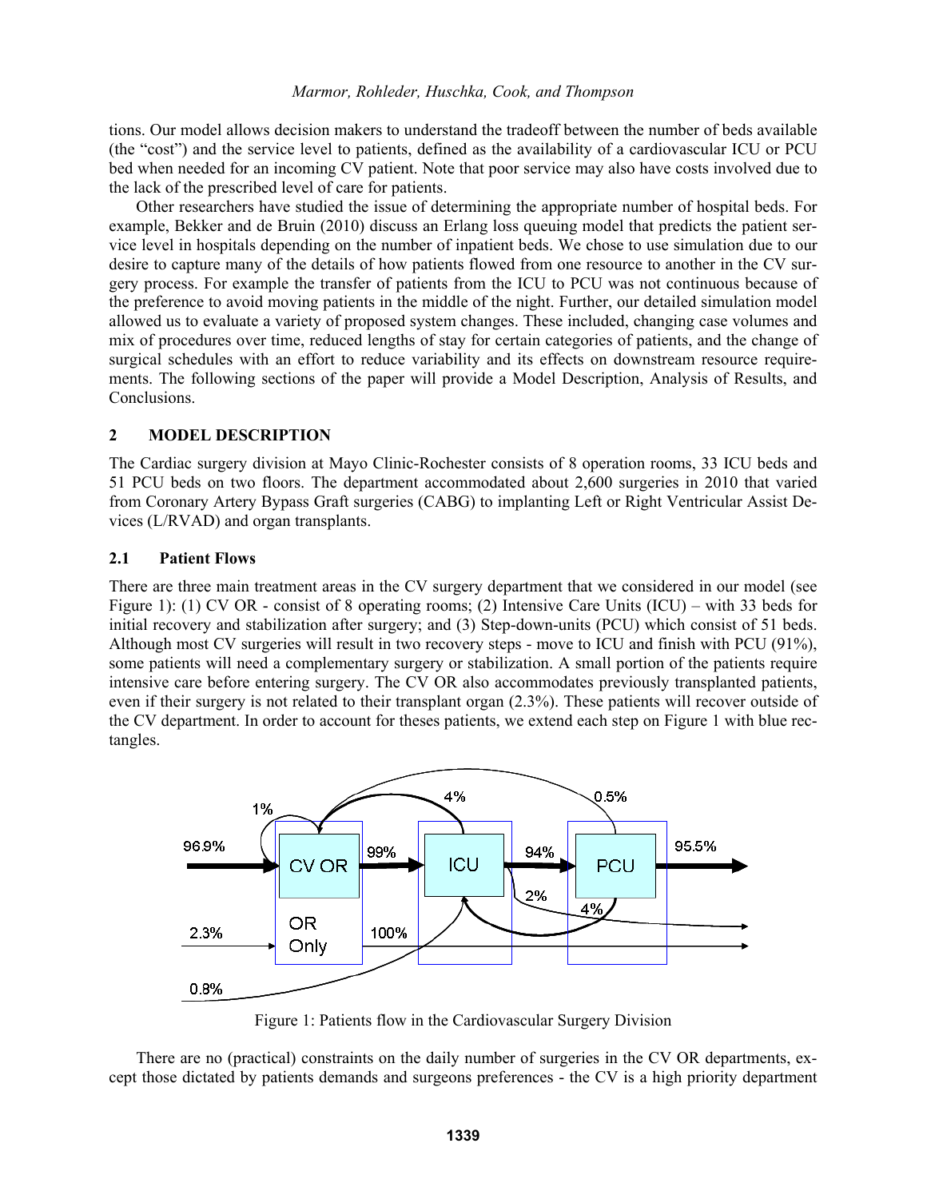tions. Our model allows decision makers to understand the tradeoff between the number of beds available (the "cost") and the service level to patients, defined as the availability of a cardiovascular ICU or PCU bed when needed for an incoming CV patient. Note that poor service may also have costs involved due to the lack of the prescribed level of care for patients.

Other researchers have studied the issue of determining the appropriate number of hospital beds. For example, Bekker and de Bruin (2010) discuss an Erlang loss queuing model that predicts the patient service level in hospitals depending on the number of inpatient beds. We chose to use simulation due to our desire to capture many of the details of how patients flowed from one resource to another in the CV surgery process. For example the transfer of patients from the ICU to PCU was not continuous because of the preference to avoid moving patients in the middle of the night. Further, our detailed simulation model allowed us to evaluate a variety of proposed system changes. These included, changing case volumes and mix of procedures over time, reduced lengths of stay for certain categories of patients, and the change of surgical schedules with an effort to reduce variability and its effects on downstream resource requirements. The following sections of the paper will provide a Model Description, Analysis of Results, and Conclusions.

## 2 MODEL DESCRIPTION

The Cardiac surgery division at Mayo Clinic-Rochester consists of 8 operation rooms, 33 ICU beds and 51 PCU beds on two floors. The department accommodated about 2,600 surgeries in 2010 that varied from Coronary Artery Bypass Graft surgeries (CABG) to implanting Left or Right Ventricular Assist Devices (L/RVAD) and organ transplants.

### 2.1 Patient Flows

There are three main treatment areas in the CV surgery department that we considered in our model (see Figure 1): (1) CV OR - consist of 8 operating rooms; (2) Intensive Care Units (ICU) – with 33 beds for initial recovery and stabilization after surgery; and (3) Step-down-units (PCU) which consist of 51 beds. Although most CV surgeries will result in two recovery steps - move to ICU and finish with PCU (91%), some patients will need a complementary surgery or stabilization. A small portion of the patients require intensive care before entering surgery. The CV OR also accommodates previously transplanted patients, even if their surgery is not related to their transplant organ (2.3%). These patients will recover outside of the CV department. In order to account for theses patients, we extend each step on Figure 1 with blue rectangles.

Figure 1: Patients flow in the Cardiovascular Surgery Division

There are no (practical) constraints on the daily number of surgeries in the CV OR departments, except those dictated by patients demands and surgeons preferences - the CV is a high priority department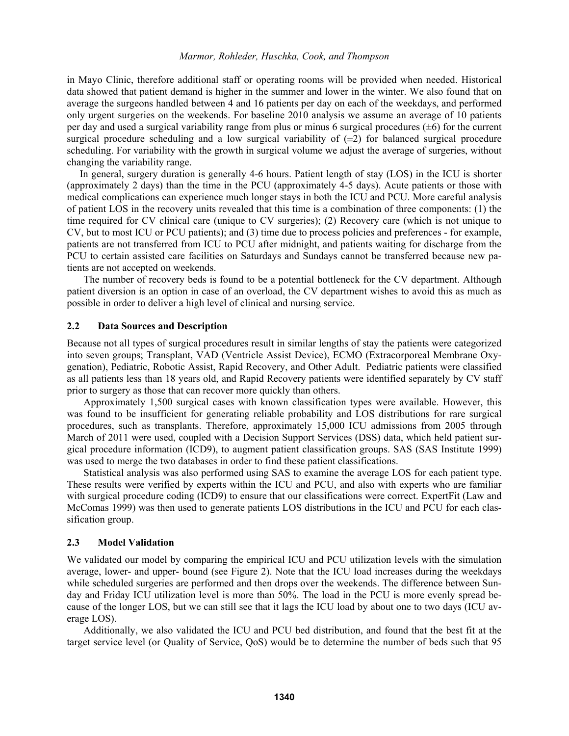in Mayo Clinic, therefore additional staff or operating rooms will be provided when needed. Historical data showed that patient demand is higher in the summer and lower in the winter. We also found that on average the surgeons handled between 4 and 16 patients per day on each of the weekdays, and performed only urgent surgeries on the weekends. For baseline 2010 analysis we assume an average of 10 patients per day and used a surgical variability range from plus or minus 6 surgical procedures (±6) for the current surgical procedure scheduling and a low surgical variability of (±2) for balanced surgical procedure scheduling. For variability with the growth in surgical volume we adjust the average of surgeries, without changing the variability range.

In general, surgery duration is generally 4-6 hours. Patient length of stay (LOS) in the ICU is shorter (approximately 2 days) than the time in the PCU (approximately 4-5 days). Acute patients or those with medical complications can experience much longer stays in both the ICU and PCU. More careful analysis of patient LOS in the recovery units revealed that this time is a combination of three components: (1) the time required for CV clinical care (unique to CV surgeries); (2) Recovery care (which is not unique to CV, but to most ICU or PCU patients); and (3) time due to process policies and preferences - for example, patients are not transferred from ICU to PCU after midnight, and patients waiting for discharge from the PCU to certain assisted care facilities on Saturdays and Sundays cannot be transferred because new patients are not accepted on weekends.

The number of recovery beds is found to be a potential bottleneck for the CV department. Although patient diversion is an option in case of an overload, the CV department wishes to avoid this as much as possible in order to deliver a high level of clinical and nursing service.

## 2.2 Data Sources and Description

Because not all types of surgical procedures result in similar lengths of stay the patients were categorized into seven groups; Transplant, VAD (Ventricle Assist Device), ECMO (Extracorporeal Membrane Oxygenation), Pediatric, Robotic Assist, Rapid Recovery, and Other Adult. Pediatric patients were classified as all patients less than 18 years old, and Rapid Recovery patients were identified separately by CV staff prior to surgery as those that can recover more quickly than others.

Approximately 1,500 surgical cases with known classification types were available. However, this was found to be insufficient for generating reliable probability and LOS distributions for rare surgical procedures, such as transplants. Therefore, approximately 15,000 ICU admissions from 2005 through March of 2011 were used, coupled with a Decision Support Services (DSS) data, which held patient surgical procedure information (ICD9), to augment patient classification groups. SAS (SAS Institute 1999) was used to merge the two databases in order to find these patient classifications.

Statistical analysis was also performed using SAS to examine the average LOS for each patient type. These results were verified by experts within the ICU and PCU, and also with experts who are familiar with surgical procedure coding (ICD9) to ensure that our classifications were correct. ExpertFit (Law and McComas 1999) was then used to generate patients LOS distributions in the ICU and PCU for each classification group.

## 2.3 Model Validation

We validated our model by comparing the empirical ICU and PCU utilization levels with the simulation average, lower- and upper- bound (see Figure 2). Note that the ICU load increases during the weekdays while scheduled surgeries are performed and then drops over the weekends. The difference between Sunday and Friday ICU utilization level is more than 50%. The load in the PCU is more evenly spread because of the longer LOS, but we can still see that it lags the ICU load by about one to two days (ICU average LOS).

Additionally, we also validated the ICU and PCU bed distribution, and found that the best fit at the target service level (or Quality of Service, QoS) would be to determine the number of beds such that 95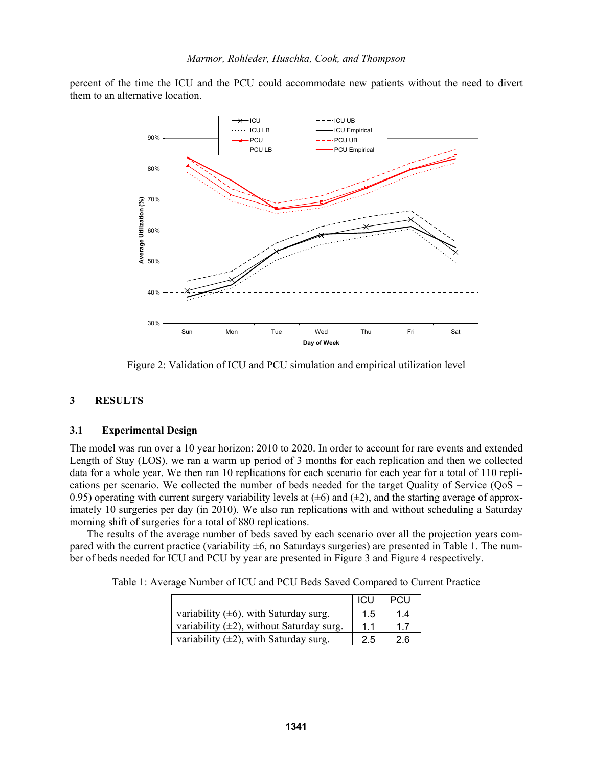percent of the time the ICU and the PCU could accommodate new patients without the need to divert them to an alternative location.

Figure 2: Validation of ICU and PCU simulation and empirical utilization level

## 3 RESULTS

### 3.1 Experimental Design

The model was run over a 10 year horizon: 2010 to 2020. In order to account for rare events and extended Length of Stay (LOS), we ran a warm up period of 3 months for each replication and then we collected data for a whole year. We then ran 10 replications for each scenario for each year for a total of 110 replications per scenario. We collected the number of beds needed for the target Quality of Service (QoS = 0.95) operating with current surgery variability levels at (±6) and (±2), and the starting average of approximately 10 surgeries per day (in 2010). We also ran replications with and without scheduling a Saturday morning shift of surgeries for a total of 880 replications.

The results of the average number of beds saved by each scenario over all the projection years compared with the current practice (variability ±6, no Saturdays surgeries) are presented in Table 1. The number of beds needed for ICU and PCU by year are presented in Figure 3 and Figure 4 respectively.

Table 1: Average Number of ICU and PCU Beds Saved Compared to Current Practice

| | ICU | PCU |
|---|---|---|
| variability (±6), with Saturday surg. | 1.5 | 1.4 |
| variability (±2), without Saturday surg. | 1.1 | 1.7 |
| variability (±2), with Saturday surg. | 2.5 | 2.6 |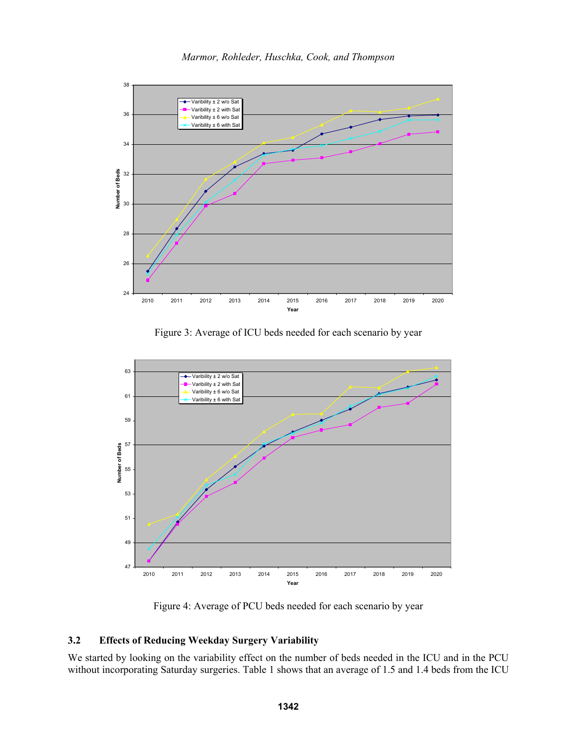Figure 3: Average of ICU beds needed for each scenario by year

Figure 4: Average of PCU beds needed for each scenario by year

### 3.2 Effects of Reducing Weekday Surgery Variability

We started by looking on the variability effect on the number of beds needed in the ICU and in the PCU without incorporating Saturday surgeries. Table 1 shows that an average of 1.5 and 1.4 beds from the ICU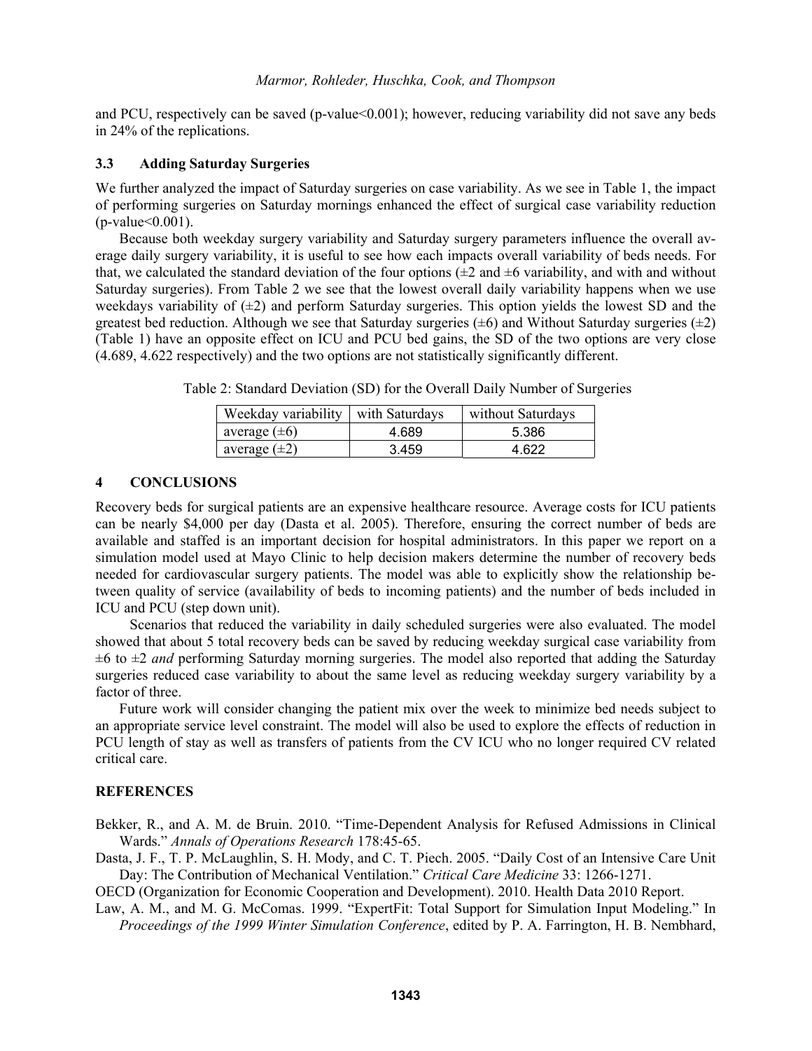and PCU, respectively can be saved (p-value<0.001); however, reducing variability did not save any beds in 24% of the replications.

### 3.3 Adding Saturday Surgeries

We further analyzed the impact of Saturday surgeries on case variability. As we see in Table 1, the impact of performing surgeries on Saturday mornings enhanced the effect of surgical case variability reduction (p-value<0.001).

Because both weekday surgery variability and Saturday surgery parameters influence the overall average daily surgery variability, it is useful to see how each impacts overall variability of beds needs. For that, we calculated the standard deviation of the four options (±2 and ±6 variability, and with and without Saturday surgeries). From Table 2 we see that the lowest overall daily variability happens when we use weekdays variability of (±2) and perform Saturday surgeries. This option yields the lowest SD and the greatest bed reduction. Although we see that Saturday surgeries (±6) and Without Saturday surgeries (±2) (Table 1) have an opposite effect on ICU and PCU bed gains, the SD of the two options are very close (4.689, 4.622 respectively) and the two options are not statistically significantly different.

Table 2: Standard Deviation (SD) for the Overall Daily Number of Surgeries

| Weekday variability | with Saturdays | without Saturdays |
|---|---|---|
| average (±6) | 4.689 | 5.386 |
| average (±2) | 3.459 | 4.622 |

## 4 CONCLUSIONS

Recovery beds for surgical patients are an expensive healthcare resource. Average costs for ICU patients can be nearly $4,000 per day (Dasta et al. 2005). Therefore, ensuring the correct number of beds are available and staffed is an important decision for hospital administrators. In this paper we report on a simulation model used at Mayo Clinic to help decision makers determine the number of recovery beds needed for cardiovascular surgery patients. The model was able to explicitly show the relationship between quality of service (availability of beds to incoming patients) and the number of beds included in ICU and PCU (step down unit).

Scenarios that reduced the variability in daily scheduled surgeries were also evaluated. The model showed that about 5 total recovery beds can be saved by reducing weekday surgical case variability from ±6 to ±2 *and* performing Saturday morning surgeries. The model also reported that adding the Saturday surgeries reduced case variability to about the same level as reducing weekday surgery variability by a factor of three.

Future work will consider changing the patient mix over the week to minimize bed needs subject to an appropriate service level constraint. The model will also be used to explore the effects of reduction in PCU length of stay as well as transfers of patients from the CV ICU who no longer required CV related critical care.

## REFERENCES

Bekker, R., and A. M. de Bruin. 2010. "Time-Dependent Analysis for Refused Admissions in Clinical Wards." *Annals of Operations Research* 178:45-65.

Dasta, J. F., T. P. McLaughlin, S. H. Mody, and C. T. Piech. 2005. "Daily Cost of an Intensive Care Unit Day: The Contribution of Mechanical Ventilation." *Critical Care Medicine* 33: 1266-1271.

OECD (Organization for Economic Cooperation and Development). 2010. Health Data 2010 Report.

Law, A. M., and M. G. McComas. 1999. "ExpertFit: Total Support for Simulation Input Modeling." In *Proceedings of the 1999 Winter Simulation Conference*, edited by P. A. Farrington, H. B. Nembhard,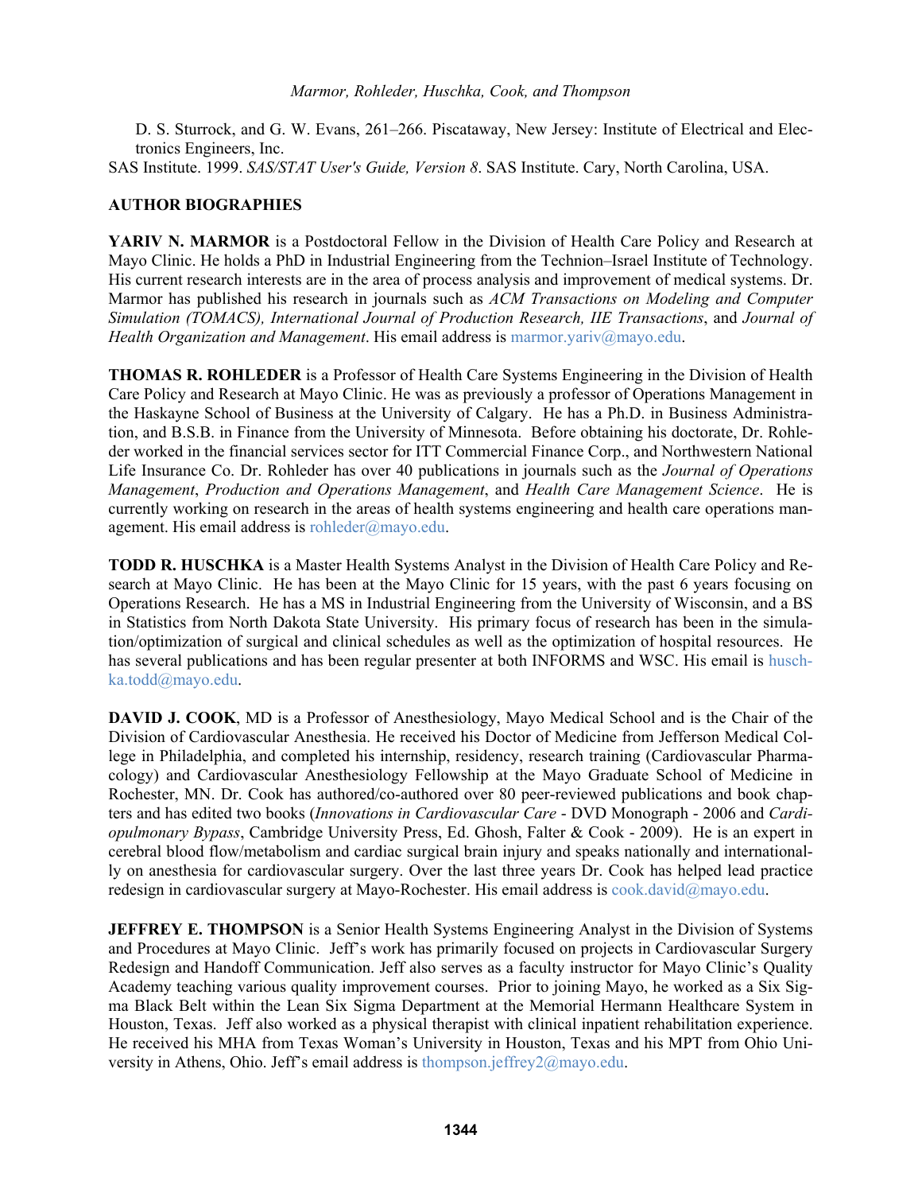D. S. Sturrock, and G. W. Evans, 261–266. Piscataway, New Jersey: Institute of Electrical and Electronics Engineers, Inc.

SAS Institute. 1999. *SAS/STAT User's Guide, Version 8*. SAS Institute. Cary, North Carolina, USA.

## AUTHOR BIOGRAPHIES

**YARIV N. MARMOR** is a Postdoctoral Fellow in the Division of Health Care Policy and Research at Mayo Clinic. He holds a PhD in Industrial Engineering from the Technion–Israel Institute of Technology. His current research interests are in the area of process analysis and improvement of medical systems. Dr. Marmor has published his research in journals such as *ACM Transactions on Modeling and Computer Simulation (TOMACS), International Journal of Production Research, IIE Transactions*, and *Journal of Health Organization and Management*. His email address is marmor.yariv@mayo.edu.

**THOMAS R. ROHLEDER** is a Professor of Health Care Systems Engineering in the Division of Health Care Policy and Research at Mayo Clinic. He was as previously a professor of Operations Management in the Haskayne School of Business at the University of Calgary. He has a Ph.D. in Business Administration, and B.S.B. in Finance from the University of Minnesota. Before obtaining his doctorate, Dr. Rohleder worked in the financial services sector for ITT Commercial Finance Corp., and Northwestern National Life Insurance Co. Dr. Rohleder has over 40 publications in journals such as the *Journal of Operations Management*, *Production and Operations Management*, and *Health Care Management Science*. He is currently working on research in the areas of health systems engineering and health care operations management. His email address is rohleder@mayo.edu.

**TODD R. HUSCHKA** is a Master Health Systems Analyst in the Division of Health Care Policy and Research at Mayo Clinic. He has been at the Mayo Clinic for 15 years, with the past 6 years focusing on Operations Research. He has a MS in Industrial Engineering from the University of Wisconsin, and a BS in Statistics from North Dakota State University. His primary focus of research has been in the simulation/optimization of surgical and clinical schedules as well as the optimization of hospital resources. He has several publications and has been regular presenter at both INFORMS and WSC. His email is huschka.todd@mayo.edu.

**DAVID J. COOK**, MD is a Professor of Anesthesiology, Mayo Medical School and is the Chair of the Division of Cardiovascular Anesthesia. He received his Doctor of Medicine from Jefferson Medical College in Philadelphia, and completed his internship, residency, research training (Cardiovascular Pharmacology) and Cardiovascular Anesthesiology Fellowship at the Mayo Graduate School of Medicine in Rochester, MN. Dr. Cook has authored/co-authored over 80 peer-reviewed publications and book chapters and has edited two books (*Innovations in Cardiovascular Care* - DVD Monograph - 2006 and *Cardiopulmonary Bypass*, Cambridge University Press, Ed. Ghosh, Falter & Cook - 2009). He is an expert in cerebral blood flow/metabolism and cardiac surgical brain injury and speaks nationally and internationally on anesthesia for cardiovascular surgery. Over the last three years Dr. Cook has helped lead practice redesign in cardiovascular surgery at Mayo-Rochester. His email address is cook.david@mayo.edu.

**JEFFREY E. THOMPSON** is a Senior Health Systems Engineering Analyst in the Division of Systems and Procedures at Mayo Clinic. Jeff's work has primarily focused on projects in Cardiovascular Surgery Redesign and Handoff Communication. Jeff also serves as a faculty instructor for Mayo Clinic's Quality Academy teaching various quality improvement courses. Prior to joining Mayo, he worked as a Six Sigma Black Belt within the Lean Six Sigma Department at the Memorial Hermann Healthcare System in Houston, Texas. Jeff also worked as a physical therapist with clinical inpatient rehabilitation experience. He received his MHA from Texas Woman's University in Houston, Texas and his MPT from Ohio University in Athens, Ohio. Jeff's email address is thompson.jeffrey2@mayo.edu.